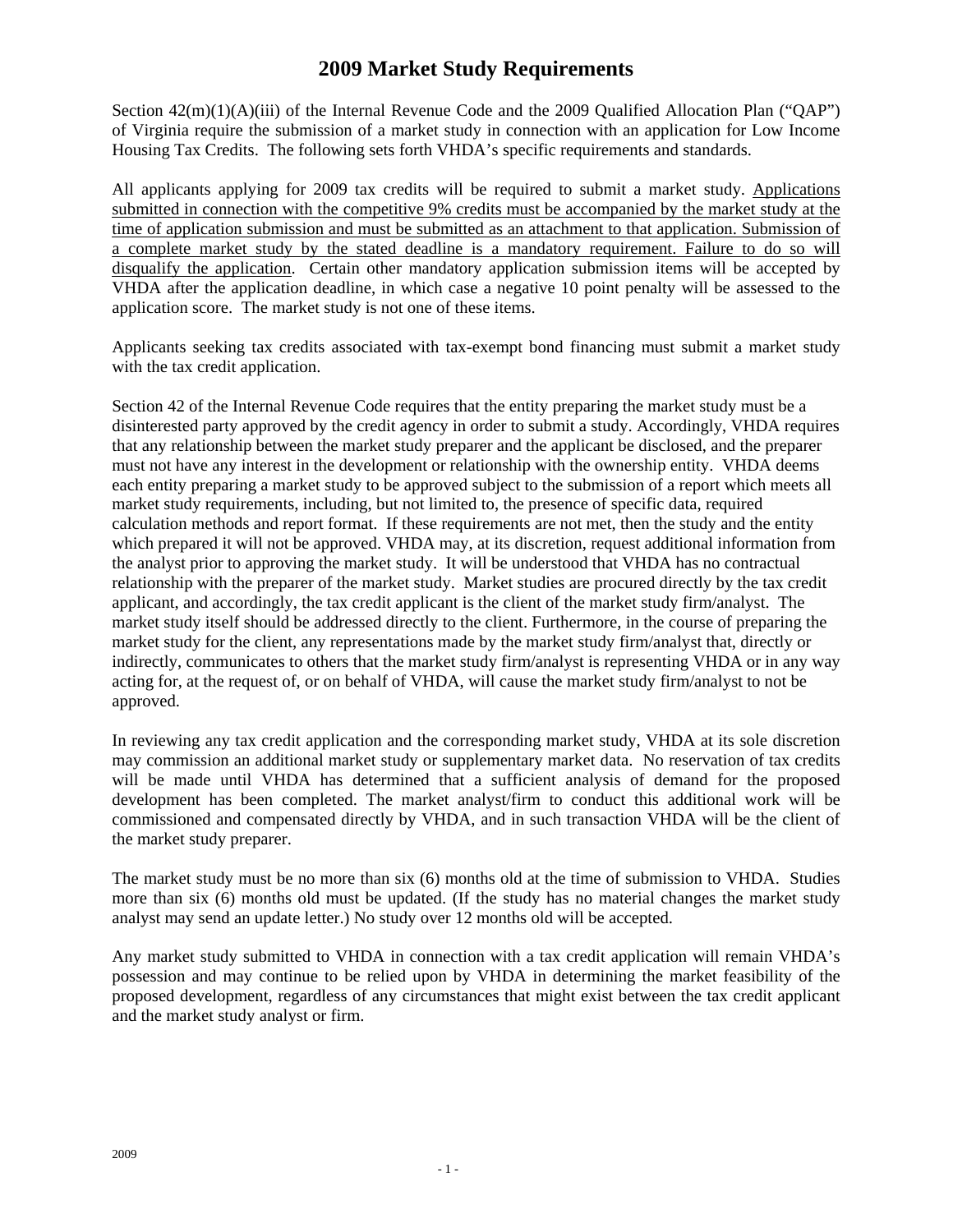# 2009 Market Study Requirements

Section 42(m)(1)(A)(iii) of the Internal Revenue Code and the 2009 Qualified Allocation Plan ("QAP") of Virginia require the submission of a market study in connection with an application for Low Income Housing Tax Credits. The following sets forth VHDA's specific requirements and standards.

All applicants applying for 2009 tax credits will be required to submit a market study. <u>Applications submitted in connection with the competitive 9% credits must be accompanied by the market study at the time of application submission and must be submitted as an attachment to that application. Submission of a complete market study by the stated deadline is a mandatory requirement. Failure to do so will disqualify the application</u>. Certain other mandatory application submission items will be accepted by VHDA after the application deadline, in which case a negative 10 point penalty will be assessed to the application score. The market study is not one of these items.

Applicants seeking tax credits associated with tax-exempt bond financing must submit a market study with the tax credit application.

Section 42 of the Internal Revenue Code requires that the entity preparing the market study must be a disinterested party approved by the credit agency in order to submit a study. Accordingly, VHDA requires that any relationship between the market study preparer and the applicant be disclosed, and the preparer must not have any interest in the development or relationship with the ownership entity. VHDA deems each entity preparing a market study to be approved subject to the submission of a report which meets all market study requirements, including, but not limited to, the presence of specific data, required calculation methods and report format. If these requirements are not met, then the study and the entity which prepared it will not be approved. VHDA may, at its discretion, request additional information from the analyst prior to approving the market study. It will be understood that VHDA has no contractual relationship with the preparer of the market study. Market studies are procured directly by the tax credit applicant, and accordingly, the tax credit applicant is the client of the market study firm/analyst. The market study itself should be addressed directly to the client. Furthermore, in the course of preparing the market study for the client, any representations made by the market study firm/analyst that, directly or indirectly, communicates to others that the market study firm/analyst is representing VHDA or in any way acting for, at the request of, or on behalf of VHDA, will cause the market study firm/analyst to not be approved.

In reviewing any tax credit application and the corresponding market study, VHDA at its sole discretion may commission an additional market study or supplementary market data. No reservation of tax credits will be made until VHDA has determined that a sufficient analysis of demand for the proposed development has been completed. The market analyst/firm to conduct this additional work will be commissioned and compensated directly by VHDA, and in such transaction VHDA will be the client of the market study preparer.

The market study must be no more than six (6) months old at the time of submission to VHDA. Studies more than six (6) months old must be updated. (If the study has no material changes the market study analyst may send an update letter.) No study over 12 months old will be accepted.

Any market study submitted to VHDA in connection with a tax credit application will remain VHDA's possession and may continue to be relied upon by VHDA in determining the market feasibility of the proposed development, regardless of any circumstances that might exist between the tax credit applicant and the market study analyst or firm.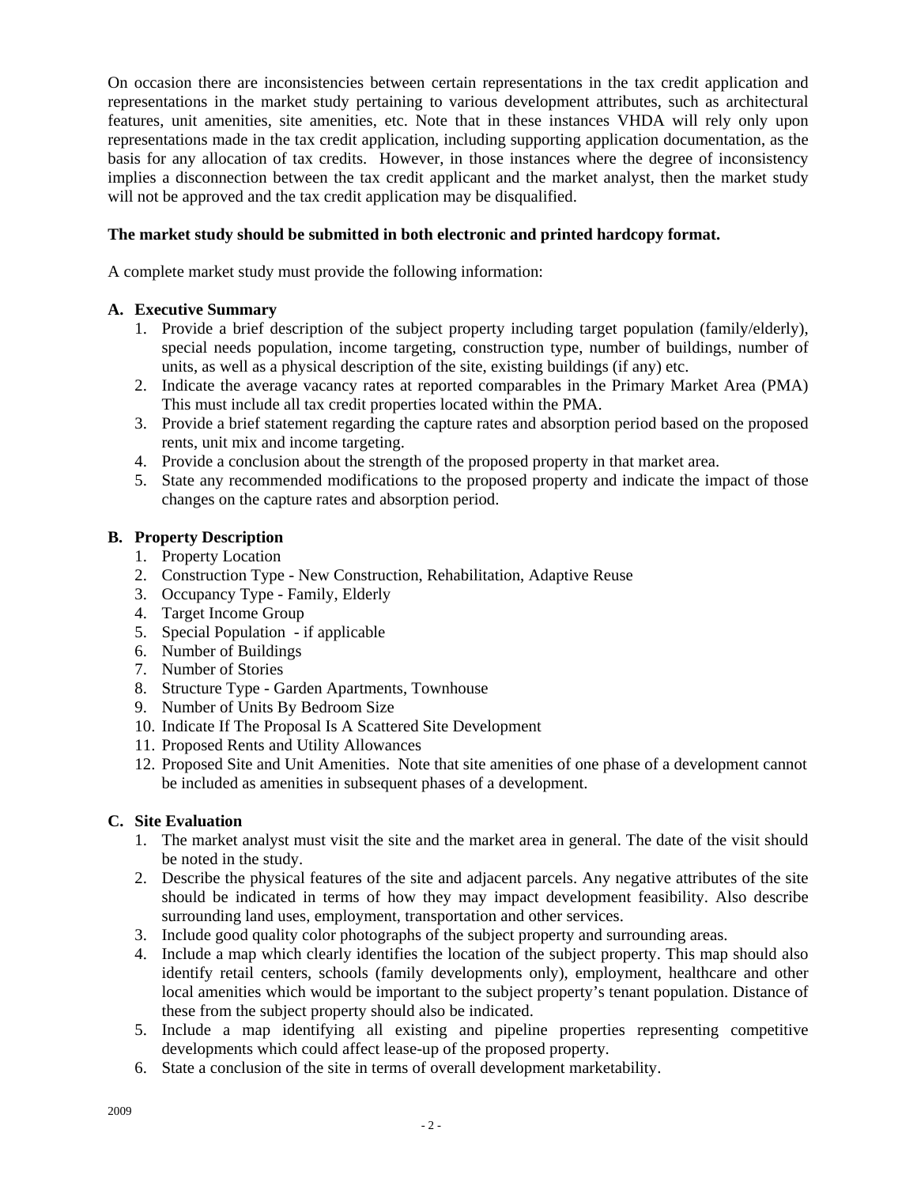On occasion there are inconsistencies between certain representations in the tax credit application and representations in the market study pertaining to various development attributes, such as architectural features, unit amenities, site amenities, etc. Note that in these instances VHDA will rely only upon representations made in the tax credit application, including supporting application documentation, as the basis for any allocation of tax credits. However, in those instances where the degree of inconsistency implies a disconnection between the tax credit applicant and the market analyst, then the market study will not be approved and the tax credit application may be disqualified.

**The market study should be submitted in both electronic and printed hardcopy format.**

A complete market study must provide the following information:

**A. Executive Summary**

1. Provide a brief description of the subject property including target population (family/elderly), special needs population, income targeting, construction type, number of buildings, number of units, as well as a physical description of the site, existing buildings (if any) etc.
2. Indicate the average vacancy rates at reported comparables in the Primary Market Area (PMA) This must include all tax credit properties located within the PMA.
3. Provide a brief statement regarding the capture rates and absorption period based on the proposed rents, unit mix and income targeting.
4. Provide a conclusion about the strength of the proposed property in that market area.
5. State any recommended modifications to the proposed property and indicate the impact of those changes on the capture rates and absorption period.

**B. Property Description**

1. Property Location
2. Construction Type - New Construction, Rehabilitation, Adaptive Reuse
3. Occupancy Type - Family, Elderly
4. Target Income Group
5. Special Population - if applicable
6. Number of Buildings
7. Number of Stories
8. Structure Type - Garden Apartments, Townhouse
9. Number of Units By Bedroom Size
10. Indicate If The Proposal Is A Scattered Site Development
11. Proposed Rents and Utility Allowances
12. Proposed Site and Unit Amenities. Note that site amenities of one phase of a development cannot be included as amenities in subsequent phases of a development.

**C. Site Evaluation**

1. The market analyst must visit the site and the market area in general. The date of the visit should be noted in the study.
2. Describe the physical features of the site and adjacent parcels. Any negative attributes of the site should be indicated in terms of how they may impact development feasibility. Also describe surrounding land uses, employment, transportation and other services.
3. Include good quality color photographs of the subject property and surrounding areas.
4. Include a map which clearly identifies the location of the subject property. This map should also identify retail centers, schools (family developments only), employment, healthcare and other local amenities which would be important to the subject property's tenant population. Distance of these from the subject property should also be indicated.
5. Include a map identifying all existing and pipeline properties representing competitive developments which could affect lease-up of the proposed property.
6. State a conclusion of the site in terms of overall development marketability.

2009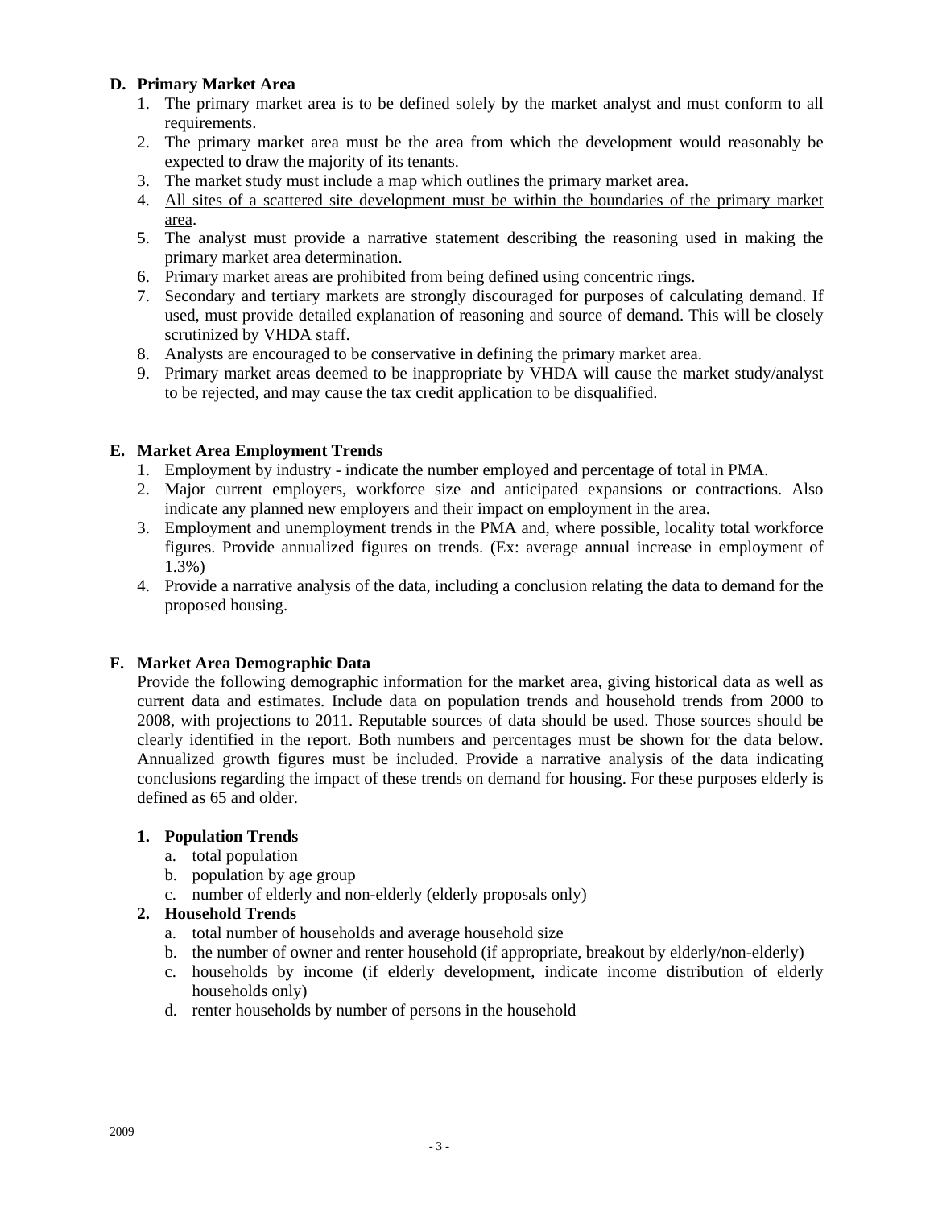## D. Primary Market Area

1. The primary market area is to be defined solely by the market analyst and must conform to all requirements.
2. The primary market area must be the area from which the development would reasonably be expected to draw the majority of its tenants.
3. The market study must include a map which outlines the primary market area.
4. <u>All sites of a scattered site development must be within the boundaries of the primary market area</u>.
5. The analyst must provide a narrative statement describing the reasoning used in making the primary market area determination.
6. Primary market areas are prohibited from being defined using concentric rings.
7. Secondary and tertiary markets are strongly discouraged for purposes of calculating demand. If used, must provide detailed explanation of reasoning and source of demand. This will be closely scrutinized by VHDA staff.
8. Analysts are encouraged to be conservative in defining the primary market area.
9. Primary market areas deemed to be inappropriate by VHDA will cause the market study/analyst to be rejected, and may cause the tax credit application to be disqualified.

## E. Market Area Employment Trends

1. Employment by industry - indicate the number employed and percentage of total in PMA.
2. Major current employers, workforce size and anticipated expansions or contractions. Also indicate any planned new employers and their impact on employment in the area.
3. Employment and unemployment trends in the PMA and, where possible, locality total workforce figures. Provide annualized figures on trends. (Ex: average annual increase in employment of 1.3%)
4. Provide a narrative analysis of the data, including a conclusion relating the data to demand for the proposed housing.

## F. Market Area Demographic Data

Provide the following demographic information for the market area, giving historical data as well as current data and estimates. Include data on population trends and household trends from 2000 to 2008, with projections to 2011. Reputable sources of data should be used. Those sources should be clearly identified in the report. Both numbers and percentages must be shown for the data below. Annualized growth figures must be included. Provide a narrative analysis of the data indicating conclusions regarding the impact of these trends on demand for housing. For these purposes elderly is defined as 65 and older.

### 1. Population Trends

a. total population
b. population by age group
c. number of elderly and non-elderly (elderly proposals only)

### 2. Household Trends

a. total number of households and average household size
b. the number of owner and renter household (if appropriate, breakout by elderly/non-elderly)
c. households by income (if elderly development, indicate income distribution of elderly households only)
d. renter households by number of persons in the household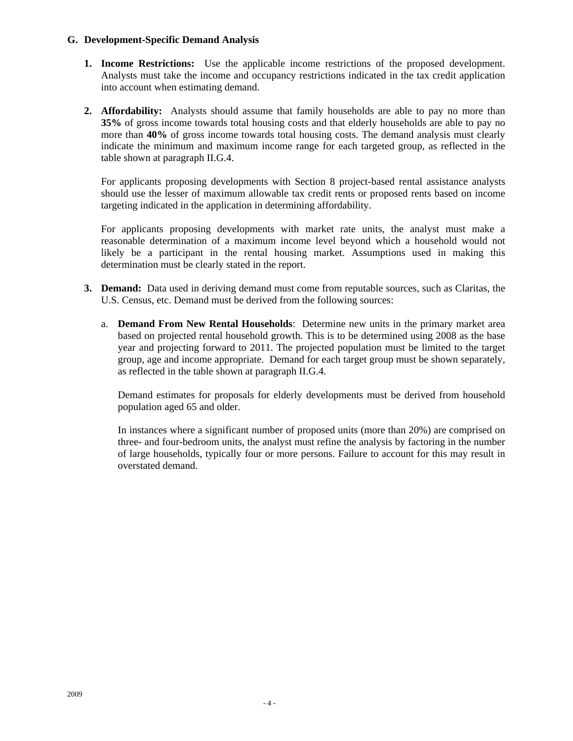## G. Development-Specific Demand Analysis

1. **Income Restrictions:** Use the applicable income restrictions of the proposed development. Analysts must take the income and occupancy restrictions indicated in the tax credit application into account when estimating demand.

2. **Affordability:** Analysts should assume that family households are able to pay no more than **35%** of gross income towards total housing costs and that elderly households are able to pay no more than **40%** of gross income towards total housing costs. The demand analysis must clearly indicate the minimum and maximum income range for each targeted group, as reflected in the table shown at paragraph II.G.4.

   For applicants proposing developments with Section 8 project-based rental assistance analysts should use the lesser of maximum allowable tax credit rents or proposed rents based on income targeting indicated in the application in determining affordability.

   For applicants proposing developments with market rate units, the analyst must make a reasonable determination of a maximum income level beyond which a household would not likely be a participant in the rental housing market. Assumptions used in making this determination must be clearly stated in the report.

3. **Demand:** Data used in deriving demand must come from reputable sources, such as Claritas, the U.S. Census, etc. Demand must be derived from the following sources:

   a. **Demand From New Rental Households**: Determine new units in the primary market area based on projected rental household growth. This is to be determined using 2008 as the base year and projecting forward to 2011. The projected population must be limited to the target group, age and income appropriate. Demand for each target group must be shown separately, as reflected in the table shown at paragraph II.G.4.

      Demand estimates for proposals for elderly developments must be derived from household population aged 65 and older.

      In instances where a significant number of proposed units (more than 20%) are comprised on three- and four-bedroom units, the analyst must refine the analysis by factoring in the number of large households, typically four or more persons. Failure to account for this may result in overstated demand.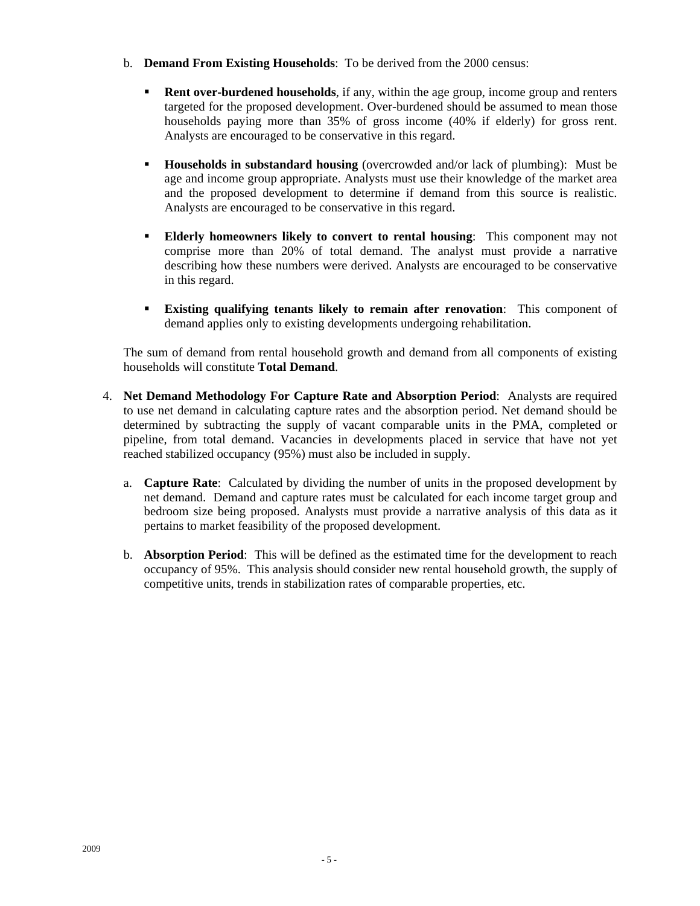b. **Demand From Existing Households**: To be derived from the 2000 census:

- **Rent over-burdened households**, if any, within the age group, income group and renters targeted for the proposed development. Over-burdened should be assumed to mean those households paying more than 35% of gross income (40% if elderly) for gross rent. Analysts are encouraged to be conservative in this regard.

- **Households in substandard housing** (overcrowded and/or lack of plumbing): Must be age and income group appropriate. Analysts must use their knowledge of the market area and the proposed development to determine if demand from this source is realistic. Analysts are encouraged to be conservative in this regard.

- **Elderly homeowners likely to convert to rental housing**: This component may not comprise more than 20% of total demand. The analyst must provide a narrative describing how these numbers were derived. Analysts are encouraged to be conservative in this regard.

- **Existing qualifying tenants likely to remain after renovation**: This component of demand applies only to existing developments undergoing rehabilitation.

The sum of demand from rental household growth and demand from all components of existing households will constitute **Total Demand**.

4. **Net Demand Methodology For Capture Rate and Absorption Period**: Analysts are required to use net demand in calculating capture rates and the absorption period. Net demand should be determined by subtracting the supply of vacant comparable units in the PMA, completed or pipeline, from total demand. Vacancies in developments placed in service that have not yet reached stabilized occupancy (95%) must also be included in supply.

   a. **Capture Rate**: Calculated by dividing the number of units in the proposed development by net demand. Demand and capture rates must be calculated for each income target group and bedroom size being proposed. Analysts must provide a narrative analysis of this data as it pertains to market feasibility of the proposed development.

   b. **Absorption Period**: This will be defined as the estimated time for the development to reach occupancy of 95%. This analysis should consider new rental household growth, the supply of competitive units, trends in stabilization rates of comparable properties, etc.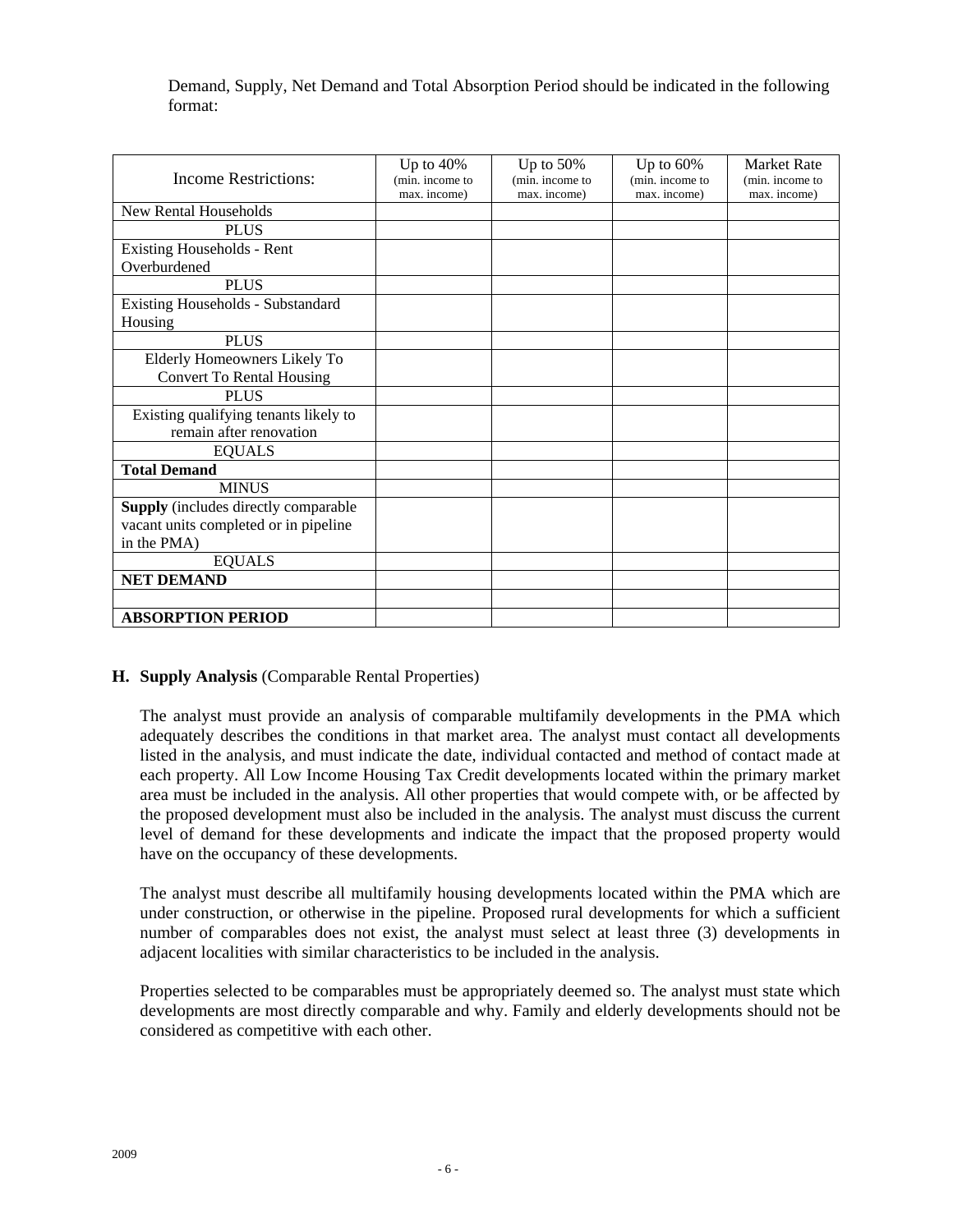Demand, Supply, Net Demand and Total Absorption Period should be indicated in the following format:

| Income Restrictions: | Up to 40% (min. income to max. income) | Up to 50% (min. income to max. income) | Up to 60% (min. income to max. income) | Market Rate (min. income to max. income) |
|---|---|---|---|---|
| New Rental Households | | | | |
| PLUS | | | | |
| Existing Households - Rent Overburdened | | | | |
| PLUS | | | | |
| Existing Households - Substandard Housing | | | | |
| PLUS | | | | |
| Elderly Homeowners Likely To Convert To Rental Housing | | | | |
| PLUS | | | | |
| Existing qualifying tenants likely to remain after renovation | | | | |
| EQUALS | | | | |
| **Total Demand** | | | | |
| MINUS | | | | |
| **Supply** (includes directly comparable vacant units completed or in pipeline in the PMA) | | | | |
| EQUALS | | | | |
| **NET DEMAND** | | | | |
| | | | | |
| **ABSORPTION PERIOD** | | | | |

**H. Supply Analysis** (Comparable Rental Properties)

The analyst must provide an analysis of comparable multifamily developments in the PMA which adequately describes the conditions in that market area. The analyst must contact all developments listed in the analysis, and must indicate the date, individual contacted and method of contact made at each property. All Low Income Housing Tax Credit developments located within the primary market area must be included in the analysis. All other properties that would compete with, or be affected by the proposed development must also be included in the analysis. The analyst must discuss the current level of demand for these developments and indicate the impact that the proposed property would have on the occupancy of these developments.

The analyst must describe all multifamily housing developments located within the PMA which are under construction, or otherwise in the pipeline. Proposed rural developments for which a sufficient number of comparables does not exist, the analyst must select at least three (3) developments in adjacent localities with similar characteristics to be included in the analysis.

Properties selected to be comparables must be appropriately deemed so. The analyst must state which developments are most directly comparable and why. Family and elderly developments should not be considered as competitive with each other.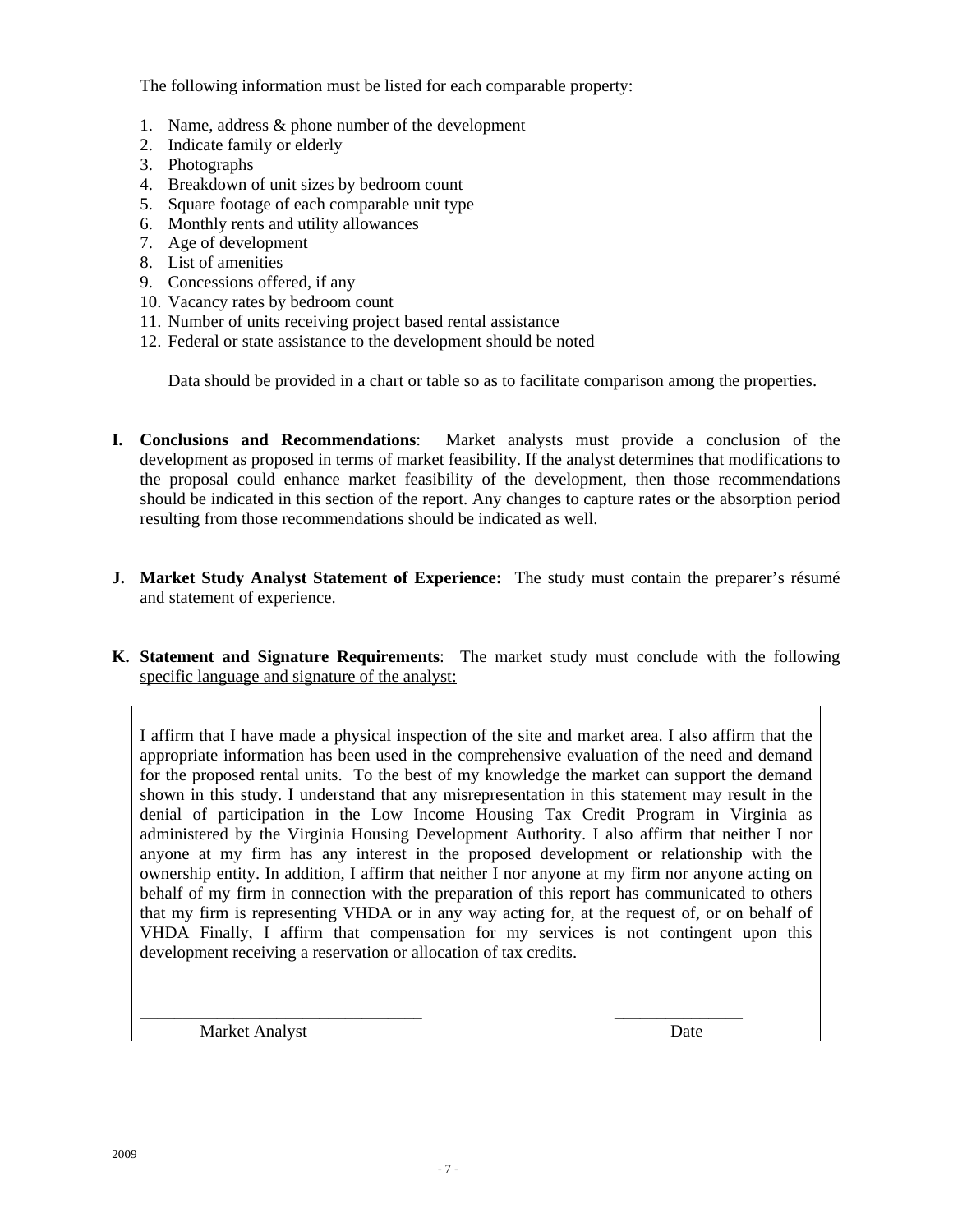The following information must be listed for each comparable property:

1. Name, address & phone number of the development
2. Indicate family or elderly
3. Photographs
4. Breakdown of unit sizes by bedroom count
5. Square footage of each comparable unit type
6. Monthly rents and utility allowances
7. Age of development
8. List of amenities
9. Concessions offered, if any
10. Vacancy rates by bedroom count
11. Number of units receiving project based rental assistance
12. Federal or state assistance to the development should be noted

   Data should be provided in a chart or table so as to facilitate comparison among the properties.

**I. Conclusions and Recommendations**: Market analysts must provide a conclusion of the development as proposed in terms of market feasibility. If the analyst determines that modifications to the proposal could enhance market feasibility of the development, then those recommendations should be indicated in this section of the report. Any changes to capture rates or the absorption period resulting from those recommendations should be indicated as well.

**J. Market Study Analyst Statement of Experience:** The study must contain the preparer's résumé and statement of experience.

**K. Statement and Signature Requirements**: <u>The market study must conclude with the following specific language and signature of the analyst:</u>

> I affirm that I have made a physical inspection of the site and market area. I also affirm that the appropriate information has been used in the comprehensive evaluation of the need and demand for the proposed rental units. To the best of my knowledge the market can support the demand shown in this study. I understand that any misrepresentation in this statement may result in the denial of participation in the Low Income Housing Tax Credit Program in Virginia as administered by the Virginia Housing Development Authority. I also affirm that neither I nor anyone at my firm has any interest in the proposed development or relationship with the ownership entity. In addition, I affirm that neither I nor anyone at my firm nor anyone acting on behalf of my firm in connection with the preparation of this report has communicated to others that my firm is representing VHDA or in any way acting for, at the request of, or on behalf of VHDA Finally, I affirm that compensation for my services is not contingent upon this development receiving a reservation or allocation of tax credits.
>
> \_\_\_\_\_\_\_\_\_\_\_\_\_\_\_\_\_\_\_\_\_\_\_\_\_\_\_\_\_\_\_\_\_ &nbsp;&nbsp;&nbsp;&nbsp;&nbsp;&nbsp;&nbsp;&nbsp;&nbsp;&nbsp; \_\_\_\_\_\_\_\_\_\_\_\_\_\_\_
>
> Market Analyst &nbsp;&nbsp;&nbsp;&nbsp;&nbsp;&nbsp;&nbsp;&nbsp;&nbsp;&nbsp;&nbsp;&nbsp;&nbsp;&nbsp;&nbsp;&nbsp;&nbsp;&nbsp;&nbsp;&nbsp;&nbsp;&nbsp;&nbsp;&nbsp;&nbsp;&nbsp;&nbsp;&nbsp;&nbsp;&nbsp;&nbsp;&nbsp;&nbsp;&nbsp;&nbsp;&nbsp;&nbsp;&nbsp;&nbsp;&nbsp; Date

2009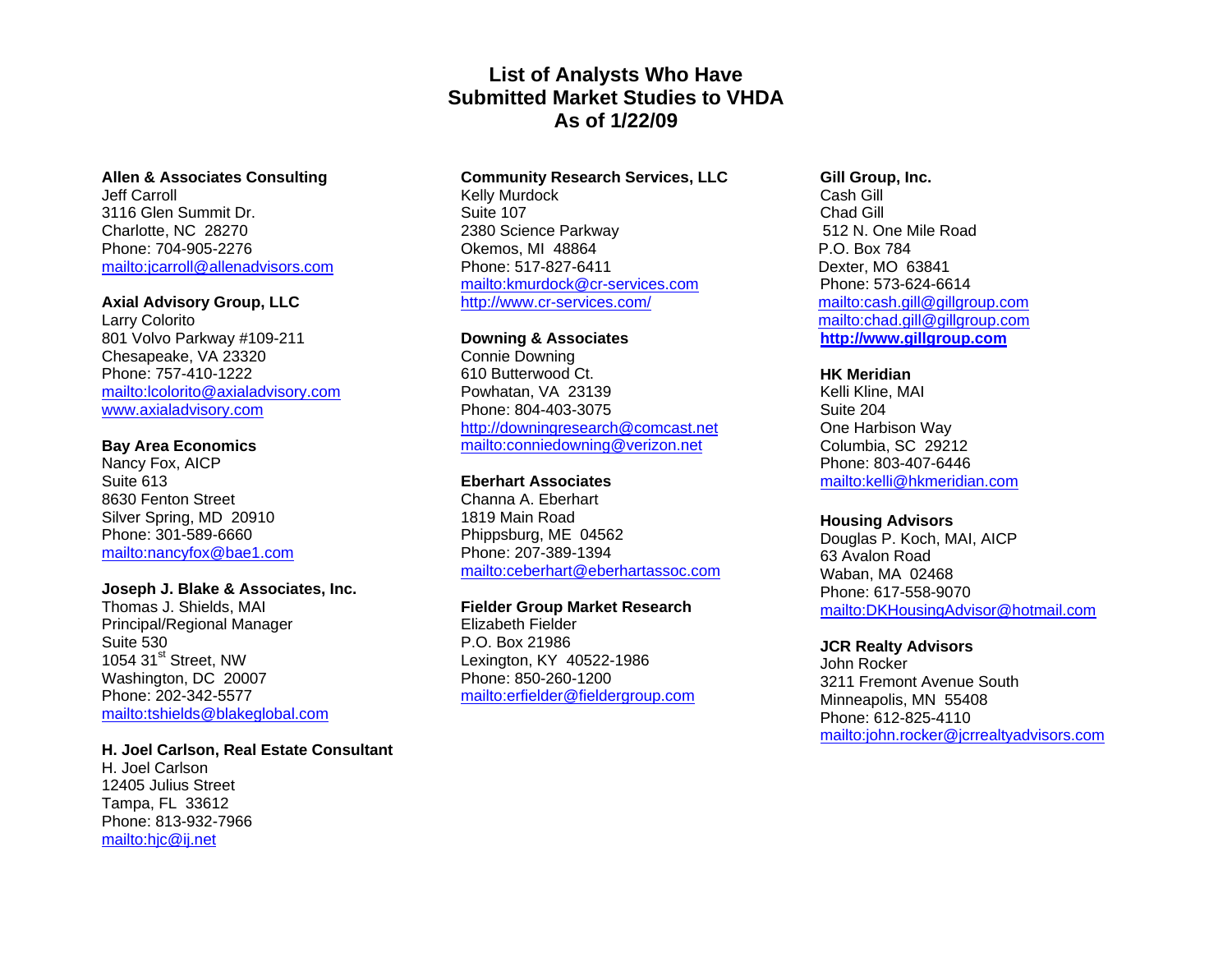# List of Analysts Who Have Submitted Market Studies to VHDA As of 1/22/09

**Allen & Associates Consulting**
Jeff Carroll
3116 Glen Summit Dr.
Charlotte, NC 28270
Phone: 704-905-2276
mailto:jcarroll@allenadvisors.com

**Axial Advisory Group, LLC**
Larry Colorito
801 Volvo Parkway #109-211
Chesapeake, VA 23320
Phone: 757-410-1222
mailto:lcolorito@axialadvisory.com
www.axialadvisory.com

**Bay Area Economics**
Nancy Fox, AICP
Suite 613
8630 Fenton Street
Silver Spring, MD 20910
Phone: 301-589-6660
mailto:nancyfox@bae1.com

**Joseph J. Blake & Associates, Inc.**
Thomas J. Shields, MAI
Principal/Regional Manager
Suite 530
1054 31st Street, NW
Washington, DC 20007
Phone: 202-342-5577
mailto:tshields@blakeglobal.com

**H. Joel Carlson, Real Estate Consultant**
H. Joel Carlson
12405 Julius Street
Tampa, FL 33612
Phone: 813-932-7966
mailto:hjc@ij.net

**Community Research Services, LLC**
Kelly Murdock
Suite 107
2380 Science Parkway
Okemos, MI 48864
Phone: 517-827-6411
mailto:kmurdock@cr-services.com
http://www.cr-services.com/

**Downing & Associates**
Connie Downing
610 Butterwood Ct.
Powhatan, VA 23139
Phone: 804-403-3075
http://downingresearch@comcast.net
mailto:conniedowning@verizon.net

**Eberhart Associates**
Channa A. Eberhart
1819 Main Road
Phippsburg, ME 04562
Phone: 207-389-1394
mailto:ceberhart@eberhartassoc.com

**Fielder Group Market Research**
Elizabeth Fielder
P.O. Box 21986
Lexington, KY 40522-1986
Phone: 850-260-1200
mailto:erfielder@fieldergroup.com

**Gill Group, Inc.**
Cash Gill
Chad Gill
512 N. One Mile Road
P.O. Box 784
Dexter, MO 63841
Phone: 573-624-6614
mailto:cash.gill@gillgroup.com
mailto:chad.gill@gillgroup.com
**http://www.gillgroup.com**

**HK Meridian**
Kelli Kline, MAI
Suite 204
One Harbison Way
Columbia, SC 29212
Phone: 803-407-6446
mailto:kelli@hkmeridian.com

**Housing Advisors**
Douglas P. Koch, MAI, AICP
63 Avalon Road
Waban, MA 02468
Phone: 617-558-9070
mailto:DKHousingAdvisor@hotmail.com

**JCR Realty Advisors**
John Rocker
3211 Fremont Avenue South
Minneapolis, MN 55408
Phone: 612-825-4110
mailto:john.rocker@jcrrealtyadvisors.com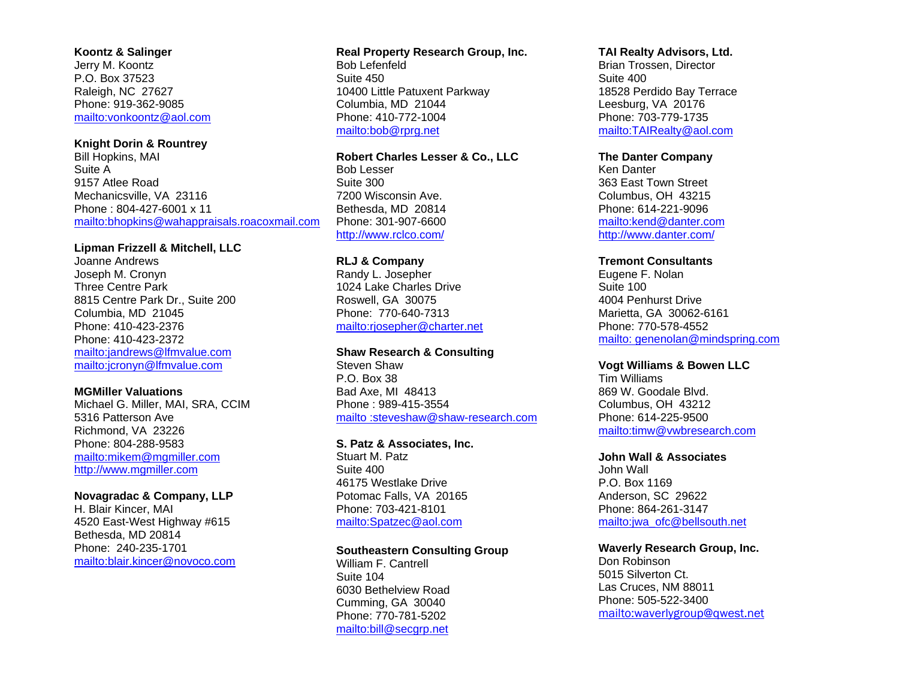**Koontz & Salinger**
Jerry M. Koontz
P.O. Box 37523
Raleigh, NC  27627
Phone: 919-362-9085
mailto:vonkoontz@aol.com

**Knight Dorin & Rountrey**
Bill Hopkins, MAI
Suite A
9157 Atlee Road
Mechanicsville, VA  23116
Phone : 804-427-6001 x 11
mailto:bhopkins@wahappraisals.roacoxmail.com

**Lipman Frizzell & Mitchell, LLC**
Joanne Andrews
Joseph M. Cronyn
Three Centre Park
8815 Centre Park Dr., Suite 200
Columbia, MD  21045
Phone: 410-423-2376
Phone: 410-423-2372
mailto:jandrews@lfmvalue.com
mailto:jcronyn@lfmvalue.com

**MGMiller Valuations**
Michael G. Miller, MAI, SRA, CCIM
5316 Patterson Ave
Richmond, VA  23226
Phone: 804-288-9583
mailto:mikem@mgmiller.com
http://www.mgmiller.com

**Novagradac & Company, LLP**
H. Blair Kincer, MAI
4520 East-West Highway #615
Bethesda, MD 20814
Phone:  240-235-1701
mailto:blair.kincer@novoco.com

**Real Property Research Group, Inc.**
Bob Lefenfeld
Suite 450
10400 Little Patuxent Parkway
Columbia, MD  21044
Phone: 410-772-1004
mailto:bob@rprg.net

**Robert Charles Lesser & Co., LLC**
Bob Lesser
Suite 300
7200 Wisconsin Ave.
Bethesda, MD  20814
Phone: 301-907-6600
http://www.rclco.com/

**RLJ & Company**
Randy L. Josepher
1024 Lake Charles Drive
Roswell, GA  30075
Phone:  770-640-7313
mailto:rjosepher@charter.net

**Shaw Research & Consulting**
Steven Shaw
P.O. Box 38
Bad Axe, MI  48413
Phone : 989-415-3554
mailto :steveshaw@shaw-research.com

**S. Patz & Associates, Inc.**
Stuart M. Patz
Suite 400
46175 Westlake Drive
Potomac Falls, VA  20165
Phone: 703-421-8101
mailto:Spatzec@aol.com

**Southeastern Consulting Group**
William F. Cantrell
Suite 104
6030 Bethelview Road
Cumming, GA  30040
Phone: 770-781-5202
mailto:bill@secgrp.net

**TAI Realty Advisors, Ltd.**
Brian Trossen, Director
Suite 400
18528 Perdido Bay Terrace
Leesburg, VA  20176
Phone: 703-779-1735
mailto:TAIRealty@aol.com

**The Danter Company**
Ken Danter
363 East Town Street
Columbus, OH  43215
Phone: 614-221-9096
mailto:kend@danter.com
http://www.danter.com/

**Tremont Consultants**
Eugene F. Nolan
Suite 100
4004 Penhurst Drive
Marietta, GA  30062-6161
Phone: 770-578-4552
mailto: genenolan@mindspring.com

**Vogt Williams & Bowen LLC**
Tim Williams
869 W. Goodale Blvd.
Columbus, OH  43212
Phone: 614-225-9500
mailto:timw@vwbresearch.com

**John Wall & Associates**
John Wall
P.O. Box 1169
Anderson, SC  29622
Phone: 864-261-3147
mailto:jwa_ofc@bellsouth.net

**Waverly Research Group, Inc.**
Don Robinson
5015 Silverton Ct.
Las Cruces, NM 88011
Phone: 505-522-3400
mailto:waverlygroup@qwest.net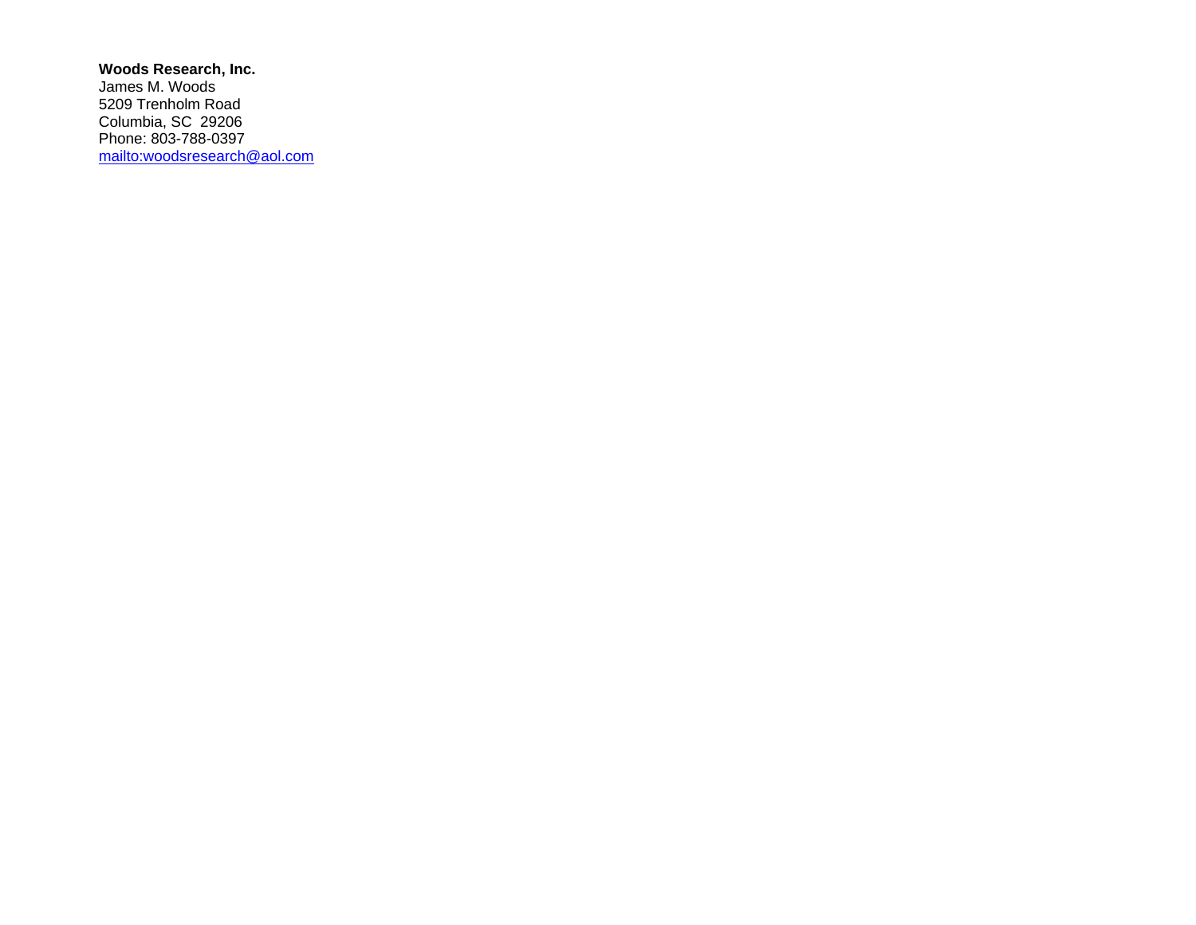**Woods Research, Inc.**
James M. Woods
5209 Trenholm Road
Columbia, SC  29206
Phone: 803-788-0397
mailto:woodsresearch@aol.com